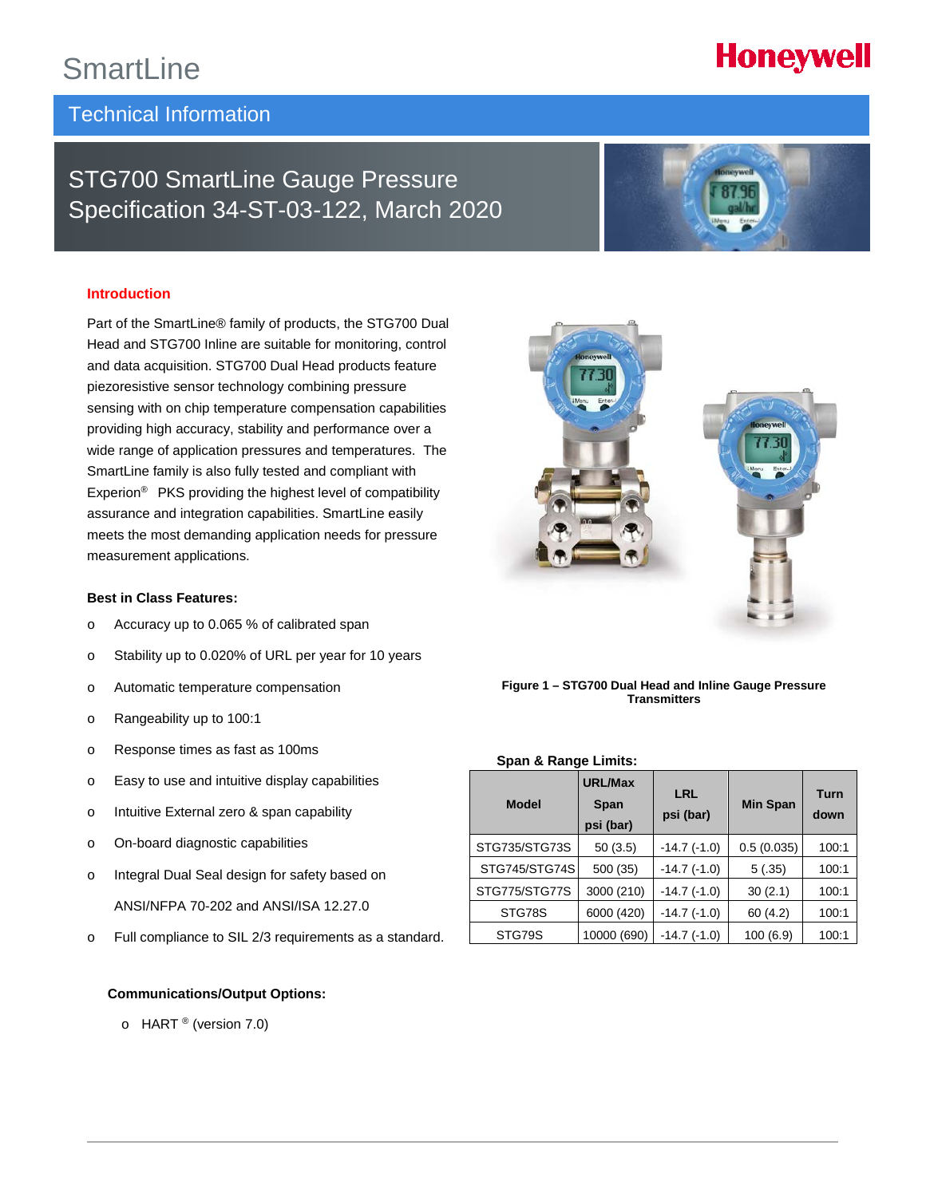# SmartLine

## Technical Information

# STG700 SmartLine Gauge Pressure Specification 34-ST-03-122, March 2020

### Introduction

Part of the SmartLine® family of products, the STG700 Dual Head and STG700 Inline are suitable for monitoring, control and data acquisition. STG700 Dual Head products feature piezoresistive sensor technology combining pressure sensing with on chip temperature compensation capabilities providing high accuracy, stability and performance over a wide range of application pressures and temperatures. The SmartLine family is also fully tested and compliant with Experion® PKS providing the highest level of compatibility assurance and integration capabilities. SmartLine easily meets the most demanding application needs for pressure measurement applications.

**Best in Class Features:**

- Accuracy up to 0.065 % of calibrated span
- Stability up to 0.020% of URL per year for 10 years
- Automatic temperature compensation
- Rangeability up to 100:1
- Response times as fast as 100ms
- Easy to use and intuitive display capabilities
- Intuitive External zero & span capability
- On-board diagnostic capabilities
- Integral Dual Seal design for safety based on ANSI/NFPA 70-202 and ANSI/ISA 12.27.0
- Full compliance to SIL 2/3 requirements as a standard.

**Communications/Output Options:**

- HART ® (version 7.0)

**Figure 1 – STG700 Dual Head and Inline Gauge Pressure Transmitters**

**Span & Range Limits:**

| Model | URL/Max Span psi (bar) | LRL psi (bar) | Min Span | Turn down |
|---|---|---|---|---|
| STG735/STG73S | 50 (3.5) | -14.7 (-1.0) | 0.5 (0.035) | 100:1 |
| STG745/STG74S | 500 (35) | -14.7 (-1.0) | 5 (.35) | 100:1 |
| STG775/STG77S | 3000 (210) | -14.7 (-1.0) | 30 (2.1) | 100:1 |
| STG78S | 6000 (420) | -14.7 (-1.0) | 60 (4.2) | 100:1 |
| STG79S | 10000 (690) | -14.7 (-1.0) | 100 (6.9) | 100:1 |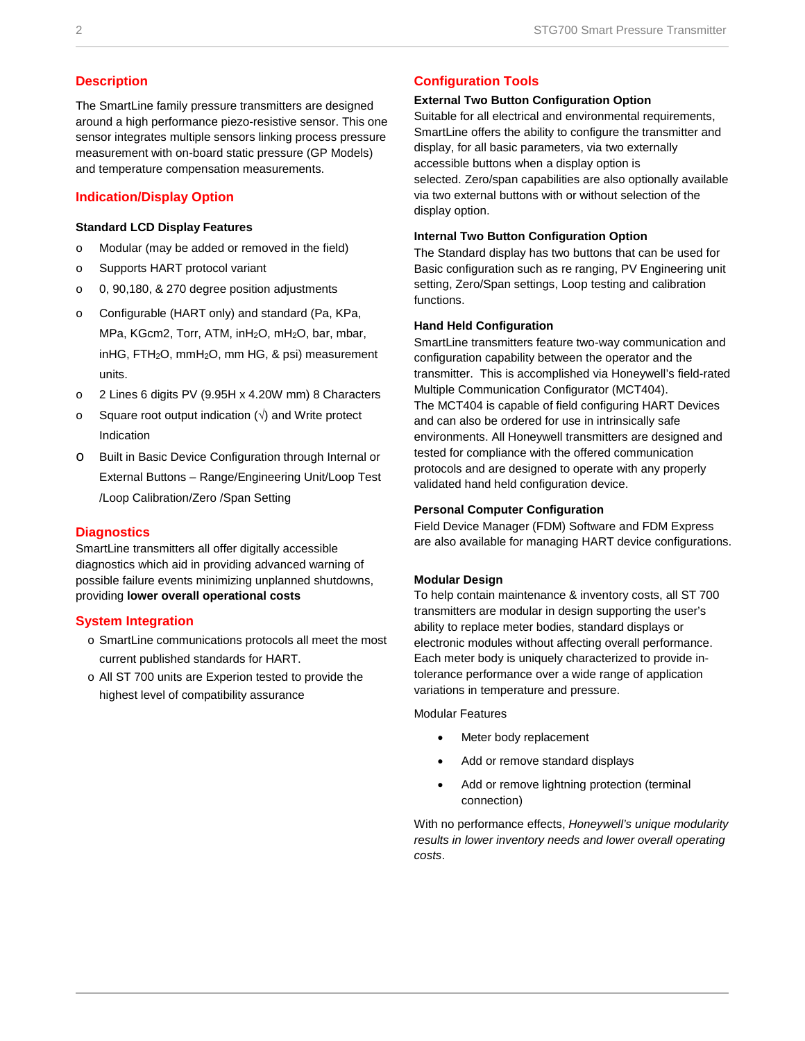## Description

The SmartLine family pressure transmitters are designed around a high performance piezo-resistive sensor. This one sensor integrates multiple sensors linking process pressure measurement with on-board static pressure (GP Models) and temperature compensation measurements.

## Indication/Display Option

**Standard LCD Display Features**

- Modular (may be added or removed in the field)
- Supports HART protocol variant
- 0, 90,180, & 270 degree position adjustments
- Configurable (HART only) and standard (Pa, KPa, MPa, KGcm2, Torr, ATM, inH$_2$O, mH$_2$O, bar, mbar, inHG, FTH$_2$O, mmH$_2$O, mm HG, & psi) measurement units.
- 2 Lines 6 digits PV (9.95H x 4.20W mm) 8 Characters
- Square root output indication (√) and Write protect Indication
- Built in Basic Device Configuration through Internal or External Buttons – Range/Engineering Unit/Loop Test /Loop Calibration/Zero /Span Setting

## Diagnostics

SmartLine transmitters all offer digitally accessible diagnostics which aid in providing advanced warning of possible failure events minimizing unplanned shutdowns, providing **lower overall operational costs**

## System Integration

- SmartLine communications protocols all meet the most current published standards for HART.
- All ST 700 units are Experion tested to provide the highest level of compatibility assurance

## Configuration Tools

**External Two Button Configuration Option**

Suitable for all electrical and environmental requirements, SmartLine offers the ability to configure the transmitter and display, for all basic parameters, via two externally accessible buttons when a display option is selected. Zero/span capabilities are also optionally available via two external buttons with or without selection of the display option.

**Internal Two Button Configuration Option**

The Standard display has two buttons that can be used for Basic configuration such as re ranging, PV Engineering unit setting, Zero/Span settings, Loop testing and calibration functions.

**Hand Held Configuration**

SmartLine transmitters feature two-way communication and configuration capability between the operator and the transmitter. This is accomplished via Honeywell's field-rated Multiple Communication Configurator (MCT404).

The MCT404 is capable of field configuring HART Devices and can also be ordered for use in intrinsically safe environments. All Honeywell transmitters are designed and tested for compliance with the offered communication protocols and are designed to operate with any properly validated hand held configuration device.

**Personal Computer Configuration**

Field Device Manager (FDM) Software and FDM Express are also available for managing HART device configurations.

**Modular Design**

To help contain maintenance & inventory costs, all ST 700 transmitters are modular in design supporting the user's ability to replace meter bodies, standard displays or electronic modules without affecting overall performance. Each meter body is uniquely characterized to provide in-tolerance performance over a wide range of application variations in temperature and pressure.

Modular Features

- Meter body replacement
- Add or remove standard displays
- Add or remove lightning protection (terminal connection)

With no performance effects, *Honeywell's unique modularity results in lower inventory needs and lower overall operating costs*.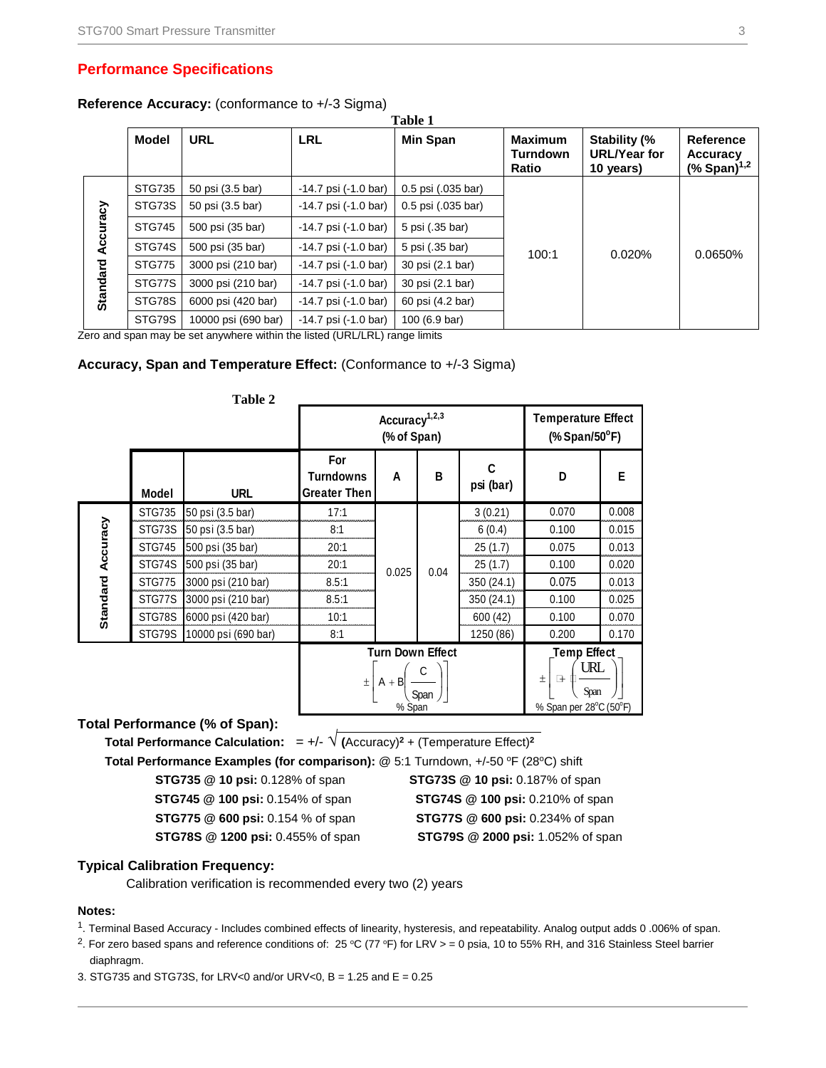## Performance Specifications

**Reference Accuracy:** (conformance to +/-3 Sigma)

**Table 1**

| | Model | URL | LRL | Min Span | Maximum Turndown Ratio | Stability (% URL/Year for 10 years) | Reference Accuracy (% Span)[1,2] |
|---|---|---|---|---|---|---|---|
| Standard Accuracy | STG735 | 50 psi (3.5 bar) | -14.7 psi (-1.0 bar) | 0.5 psi (.035 bar) | 100:1 | 0.020% | 0.0650% |
| | STG73S | 50 psi (3.5 bar) | -14.7 psi (-1.0 bar) | 0.5 psi (.035 bar) | | | |
| | STG745 | 500 psi (35 bar) | -14.7 psi (-1.0 bar) | 5 psi (.35 bar) | | | |
| | STG74S | 500 psi (35 bar) | -14.7 psi (-1.0 bar) | 5 psi (.35 bar) | | | |
| | STG775 | 3000 psi (210 bar) | -14.7 psi (-1.0 bar) | 30 psi (2.1 bar) | | | |
| | STG77S | 3000 psi (210 bar) | -14.7 psi (-1.0 bar) | 30 psi (2.1 bar) | | | |
| | STG78S | 6000 psi (420 bar) | -14.7 psi (-1.0 bar) | 60 psi (4.2 bar) | | | |
| | STG79S | 10000 psi (690 bar) | -14.7 psi (-1.0 bar) | 100 (6.9 bar) | | | |

Zero and span may be set anywhere within the listed (URL/LRL) range limits

**Accuracy, Span and Temperature Effect:** (Conformance to +/-3 Sigma)

**Table 2**

| | | | Accuracy[1,2,3] (% of Span) | | | | Temperature Effect (% Span/50°F) | |
|---|---|---|---|---|---|---|---|---|
| | Model | URL | For Turndowns Greater Then | A | B | C psi (bar) | D | E |
| Standard Accuracy | STG735 | 50 psi (3.5 bar) | 17:1 | 0.025 | 0.04 | 3 (0.21) | 0.070 | 0.008 |
| | STG73S | 50 psi (3.5 bar) | 8:1 | | | 6 (0.4) | 0.100 | 0.015 |
| | STG745 | 500 psi (35 bar) | 20:1 | | | 25 (1.7) | 0.075 | 0.013 |
| | STG74S | 500 psi (35 bar) | 20:1 | | | 25 (1.7) | 0.100 | 0.020 |
| | STG775 | 3000 psi (210 bar) | 8.5:1 | | | 350 (24.1) | 0.075 | 0.013 |
| | STG77S | 3000 psi (210 bar) | 8.5:1 | | | 350 (24.1) | 0.100 | 0.025 |
| | STG78S | 6000 psi (420 bar) | 10:1 | | | 600 (42) | 0.100 | 0.070 |
| | STG79S | 10000 psi (690 bar) | 8:1 | | | 1250 (86) | 0.200 | 0.170 |

Turn Down Effect:

$$\pm\left[A + B\left(\frac{C}{Span}\right)\right] \text{ \% Span}$$

Temp Effect:

$$\pm\left[D + E\left(\frac{URL}{Span}\right)\right] \text{ \% Span per 28°C (50°F)}$$

**Total Performance (% of Span):**

**Total Performance Calculation:** $= \pm\sqrt{(\text{Accuracy})^2 + (\text{Temperature Effect})^2}$

**Total Performance Examples (for comparison):** @ 5:1 Turndown, +/-50 ºF (28ºC) shift

- **STG735 @ 10 psi:** 0.128% of span
- **STG73S @ 10 psi:** 0.187% of span
- **STG745 @ 100 psi:** 0.154% of span
- **STG74S @ 100 psi:** 0.210% of span
- **STG775 @ 600 psi:** 0.154 % of span
- **STG77S @ 600 psi:** 0.234% of span
- **STG78S @ 1200 psi:** 0.455% of span
- **STG79S @ 2000 psi:** 1.052% of span

**Typical Calibration Frequency:**

Calibration verification is recommended every two (2) years

**Notes:**

1. Terminal Based Accuracy - Includes combined effects of linearity, hysteresis, and repeatability. Analog output adds 0 .006% of span.
2. For zero based spans and reference conditions of: 25 ºC (77 ºF) for LRV > = 0 psia, 10 to 55% RH, and 316 Stainless Steel barrier diaphragm.
3. STG735 and STG73S, for LRV<0 and/or URV<0, B = 1.25 and E = 0.25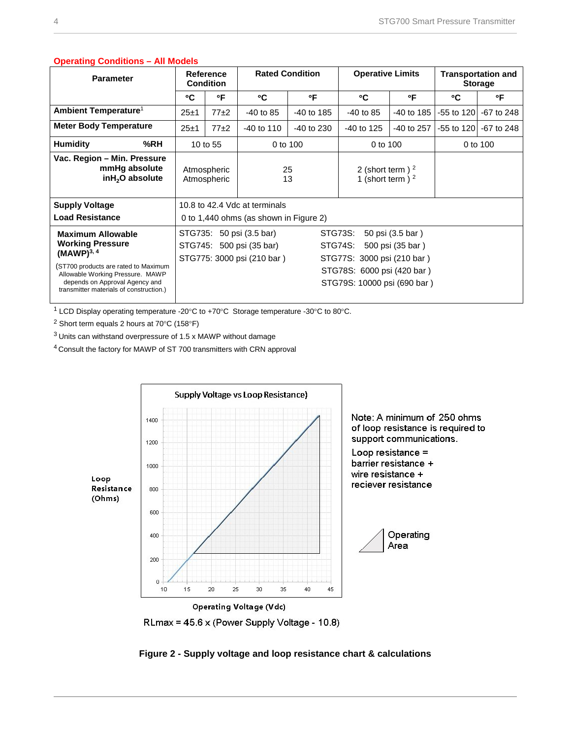## Operating Conditions – All Models

| Parameter | Reference Condition | | Rated Condition | | Operative Limits | | Transportation and Storage | |
|---|---|---|---|---|---|---|---|---|
| | °C | °F | °C | °F | °C | °F | °C | °F |
| **Ambient Temperature**[1] | 25±1 | 77±2 | -40 to 85 | -40 to 185 | -40 to 85 | -40 to 185 | -55 to 120 | -67 to 248 |
| **Meter Body Temperature** | 25±1 | 77±2 | -40 to 110 | -40 to 230 | -40 to 125 | -40 to 257 | -55 to 120 | -67 to 248 |
| **Humidity %RH** | 10 to 55 | | 0 to 100 | | 0 to 100 | | 0 to 100 | |
| **Vac. Region – Min. Pressure mmHg absolute** | Atmospheric | | 25 | | 2 (short term )[2] | | | |
| **inH$_2$O absolute** | Atmospheric | | 13 | | 1 (short term )[2] | | | |
| **Supply Voltage** | 10.8 to 42.4 Vdc at terminals | | | | | | | |
| **Load Resistance** | 0 to 1,440 ohms (as shown in Figure 2) | | | | | | | |
| **Maximum Allowable Working Pressure (MAWP)**[3, 4] (ST700 products are rated to Maximum Allowable Working Pressure. MAWP depends on Approval Agency and transmitter materials of construction.) | STG735: 50 psi (3.5 bar)<br>STG745: 500 psi (35 bar)<br>STG775: 3000 psi (210 bar ) | | | | STG73S: 50 psi (3.5 bar )<br>STG74S: 500 psi (35 bar )<br>STG77S: 3000 psi (210 bar )<br>STG78S: 6000 psi (420 bar )<br>STG79S: 10000 psi (690 bar ) | | | |

[1] LCD Display operating temperature -20°C to +70°C Storage temperature -30°C to 80°C.

[2] Short term equals 2 hours at 70°C (158°F)

[3] Units can withstand overpressure of 1.5 x MAWP without damage

[4] Consult the factory for MAWP of ST 700 transmitters with CRN approval

Supply Voltage vs Loop Resistance)

Loop Resistance (Ohms)

Operating Voltage (Vdc)

Note: A minimum of 250 ohms of loop resistance is required to support communications.

Loop resistance = barrier resistance + wire resistance + reciever resistance

Operating Area

RLmax = 45.6 x (Power Supply Voltage - 10.8)

**Figure 2 - Supply voltage and loop resistance chart & calculations**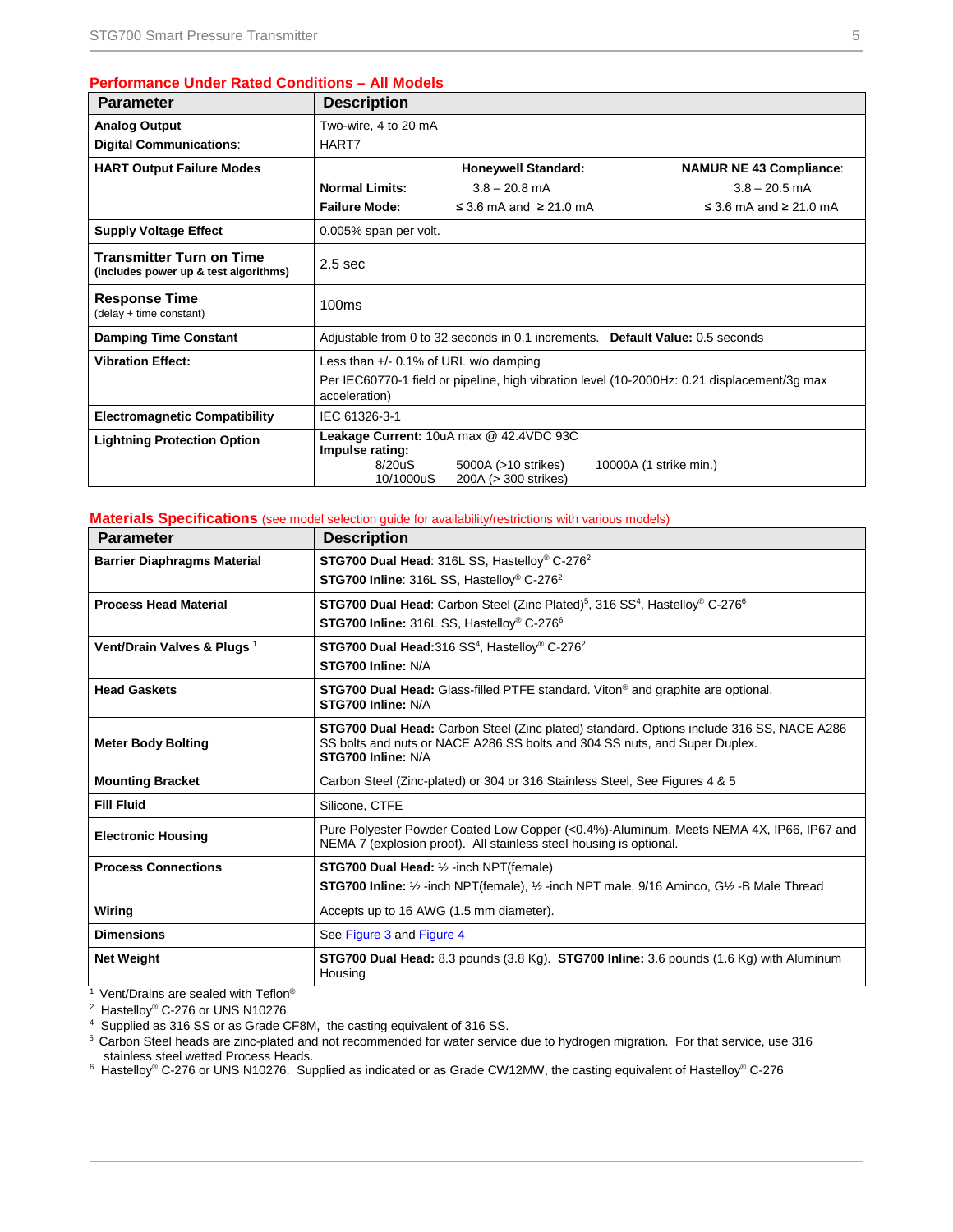## Performance Under Rated Conditions – All Models

| Parameter | Description |
|---|---|
| **Analog Output**<br>**Digital Communications**: | Two-wire, 4 to 20 mA<br>HART7 |
| **HART Output Failure Modes** | **Honeywell Standard:** / **NAMUR NE 43 Compliance**:<br>**Normal Limits:** 3.8 – 20.8 mA / 3.8 – 20.5 mA<br>**Failure Mode:** ≤ 3.6 mA and ≥ 21.0 mA / ≤ 3.6 mA and ≥ 21.0 mA |
| **Supply Voltage Effect** | 0.005% span per volt. |
| **Transmitter Turn on Time** (includes power up & test algorithms) | 2.5 sec |
| **Response Time** (delay + time constant) | 100ms |
| **Damping Time Constant** | Adjustable from 0 to 32 seconds in 0.1 increments. **Default Value:** 0.5 seconds |
| **Vibration Effect:** | Less than +/- 0.1% of URL w/o damping<br>Per IEC60770-1 field or pipeline, high vibration level (10-2000Hz: 0.21 displacement/3g max acceleration) |
| **Electromagnetic Compatibility** | IEC 61326-3-1 |
| **Lightning Protection Option** | **Leakage Current:** 10uA max @ 42.4VDC 93C<br>**Impulse rating:**<br>8/20uS 5000A (>10 strikes) 10000A (1 strike min.)<br>10/1000uS 200A (> 300 strikes) |

## Materials Specifications (see model selection guide for availability/restrictions with various models)

| Parameter | Description |
|---|---|
| **Barrier Diaphragms Material** | **STG700 Dual Head**: 316L SS, Hastelloy® C-276[2]<br>**STG700 Inline**: 316L SS, Hastelloy® C-276[2] |
| **Process Head Material** | **STG700 Dual Head**: Carbon Steel (Zinc Plated)[5], 316 SS[4], Hastelloy® C-276[6]<br>**STG700 Inline:** 316L SS, Hastelloy® C-276[6] |
| **Vent/Drain Valves & Plugs** [1] | **STG700 Dual Head:**316 SS[4], Hastelloy® C-276[2]<br>**STG700 Inline:** N/A |
| **Head Gaskets** | **STG700 Dual Head:** Glass-filled PTFE standard. Viton® and graphite are optional.<br>**STG700 Inline:** N/A |
| **Meter Body Bolting** | **STG700 Dual Head:** Carbon Steel (Zinc plated) standard. Options include 316 SS, NACE A286 SS bolts and nuts or NACE A286 SS bolts and 304 SS nuts, and Super Duplex.<br>**STG700 Inline:** N/A |
| **Mounting Bracket** | Carbon Steel (Zinc-plated) or 304 or 316 Stainless Steel, See Figures 4 & 5 |
| **Fill Fluid** | Silicone, CTFE |
| **Electronic Housing** | Pure Polyester Powder Coated Low Copper (<0.4%)-Aluminum. Meets NEMA 4X, IP66, IP67 and NEMA 7 (explosion proof). All stainless steel housing is optional. |
| **Process Connections** | **STG700 Dual Head:** ½ -inch NPT(female)<br>**STG700 Inline:** ½ -inch NPT(female), ½ -inch NPT male, 9/16 Aminco, G½ -B Male Thread |
| **Wiring** | Accepts up to 16 AWG (1.5 mm diameter). |
| **Dimensions** | See Figure 3 and Figure 4 |
| **Net Weight** | **STG700 Dual Head:** 8.3 pounds (3.8 Kg). **STG700 Inline:** 3.6 pounds (1.6 Kg) with Aluminum Housing |

[1] Vent/Drains are sealed with Teflon®

[2] Hastelloy® C-276 or UNS N10276

[4] Supplied as 316 SS or as Grade CF8M, the casting equivalent of 316 SS.

[5] Carbon Steel heads are zinc-plated and not recommended for water service due to hydrogen migration. For that service, use 316 stainless steel wetted Process Heads.

[6] Hastelloy® C-276 or UNS N10276. Supplied as indicated or as Grade CW12MW, the casting equivalent of Hastelloy® C-276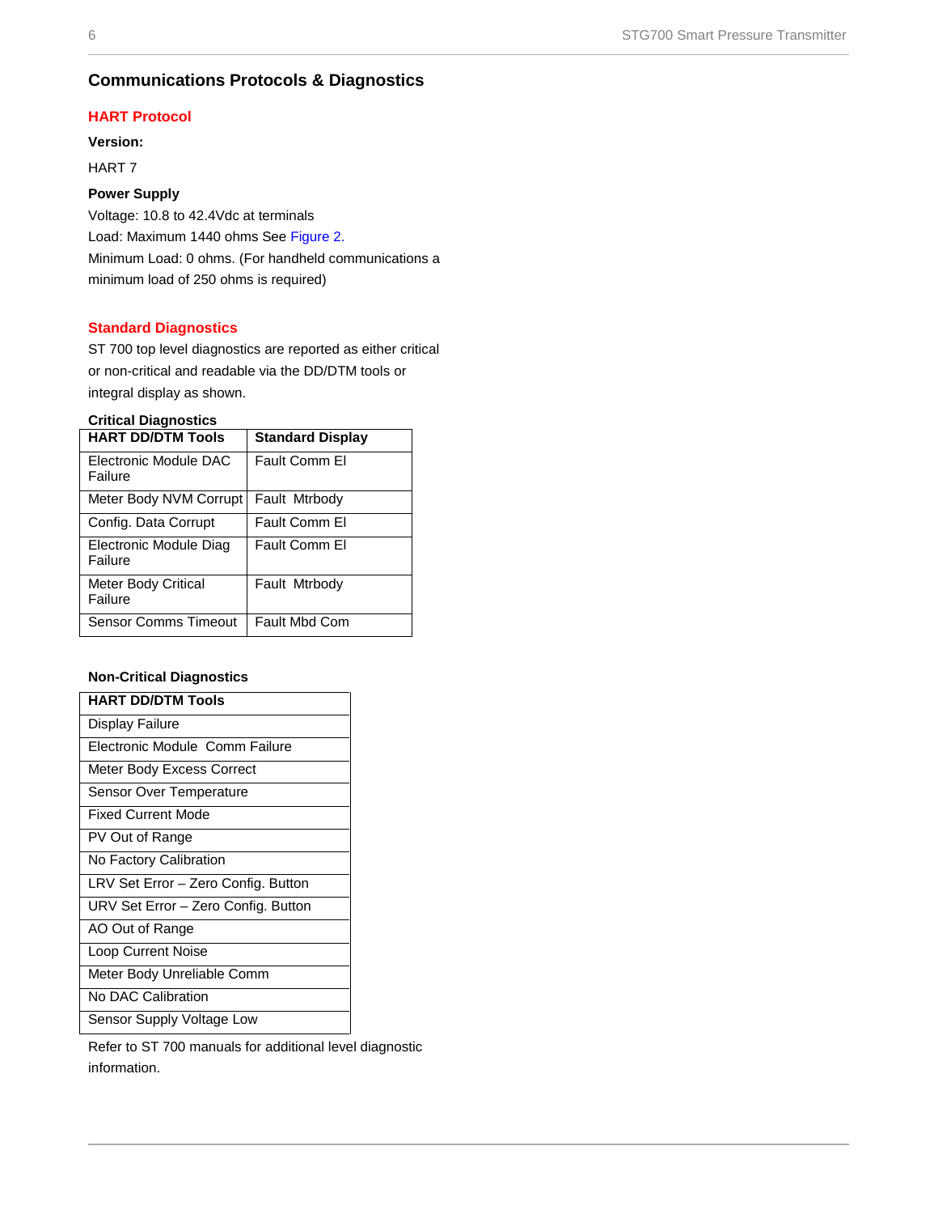## Communications Protocols & Diagnostics

### HART Protocol

**Version:**

HART 7

**Power Supply**

Voltage: 10.8 to 42.4Vdc at terminals
Load: Maximum 1440 ohms See Figure 2.
Minimum Load: 0 ohms. (For handheld communications a minimum load of 250 ohms is required)

### Standard Diagnostics

ST 700 top level diagnostics are reported as either critical or non-critical and readable via the DD/DTM tools or integral display as shown.

**Critical Diagnostics**

| HART DD/DTM Tools | Standard Display |
|---|---|
| Electronic Module DAC Failure | Fault Comm El |
| Meter Body NVM Corrupt | Fault  Mtrbody |
| Config. Data Corrupt | Fault Comm El |
| Electronic Module Diag Failure | Fault Comm El |
| Meter Body Critical Failure | Fault  Mtrbody |
| Sensor Comms Timeout | Fault Mbd Com |

**Non-Critical Diagnostics**

| HART DD/DTM Tools |
|---|
| Display Failure |
| Electronic Module  Comm Failure |
| Meter Body Excess Correct |
| Sensor Over Temperature |
| Fixed Current Mode |
| PV Out of Range |
| No Factory Calibration |
| LRV Set Error – Zero Config. Button |
| URV Set Error – Zero Config. Button |
| AO Out of Range |
| Loop Current Noise |
| Meter Body Unreliable Comm |
| No DAC Calibration |
| Sensor Supply Voltage Low |

Refer to ST 700 manuals for additional level diagnostic information.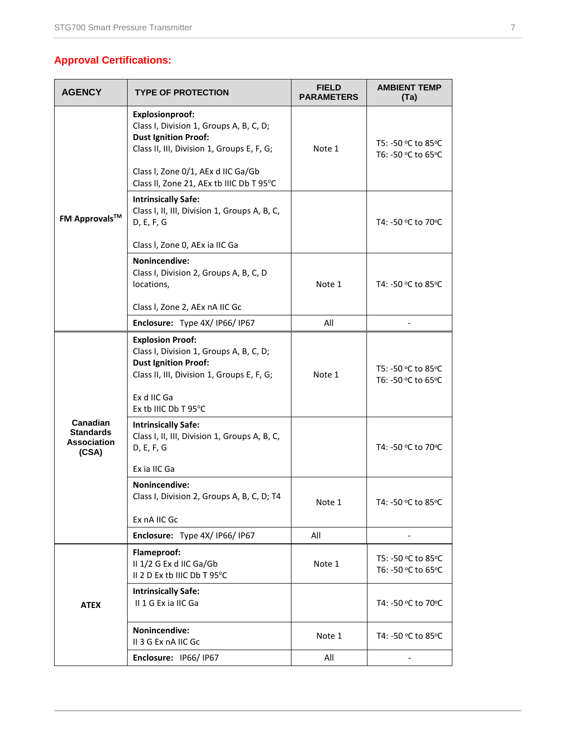## Approval Certifications:

| AGENCY | TYPE OF PROTECTION | FIELD PARAMETERS | AMBIENT TEMP (Ta) |
|---|---|---|---|
| FM Approvals™ | **Explosionproof:** Class I, Division 1, Groups A, B, C, D; **Dust Ignition Proof:** Class II, III, Division 1, Groups E, F, G; Class I, Zone 0/1, AEx d IIC Ga/Gb Class II, Zone 21, AEx tb IIIC Db T 95°C | Note 1 | T5: -50 °C to 85°C T6: -50 °C to 65°C |
| | **Intrinsically Safe:** Class I, II, III, Division 1, Groups A, B, C, D, E, F, G Class I, Zone 0, AEx ia IIC Ga | | T4: -50 °C to 70°C |
| | **Nonincendive:** Class I, Division 2, Groups A, B, C, D locations, Class I, Zone 2, AEx nA IIC Gc | Note 1 | T4: -50 °C to 85°C |
| | **Enclosure:** Type 4X/ IP66/ IP67 | All | - |
| Canadian Standards Association (CSA) | **Explosion Proof:** Class I, Division 1, Groups A, B, C, D; **Dust Ignition Proof:** Class II, III, Division 1, Groups E, F, G; Ex d IIC Ga Ex tb IIIC Db T 95°C | Note 1 | T5: -50 °C to 85°C T6: -50 °C to 65°C |
| | **Intrinsically Safe:** Class I, II, III, Division 1, Groups A, B, C, D, E, F, G Ex ia IIC Ga | | T4: -50 °C to 70°C |
| | **Nonincendive:** Class I, Division 2, Groups A, B, C, D; T4 Ex nA IIC Gc | Note 1 | T4: -50 °C to 85°C |
| | **Enclosure:** Type 4X/ IP66/ IP67 | All | - |
| ATEX | **Flameproof:** II 1/2 G Ex d IIC Ga/Gb II 2 D Ex tb IIIC Db T 95°C | Note 1 | T5: -50 °C to 85°C T6: -50 °C to 65°C |
| | **Intrinsically Safe:** II 1 G Ex ia IIC Ga | | T4: -50 °C to 70°C |
| | **Nonincendive:** II 3 G Ex nA IIC Gc | Note 1 | T4: -50 °C to 85°C |
| | **Enclosure:** IP66/ IP67 | All | - |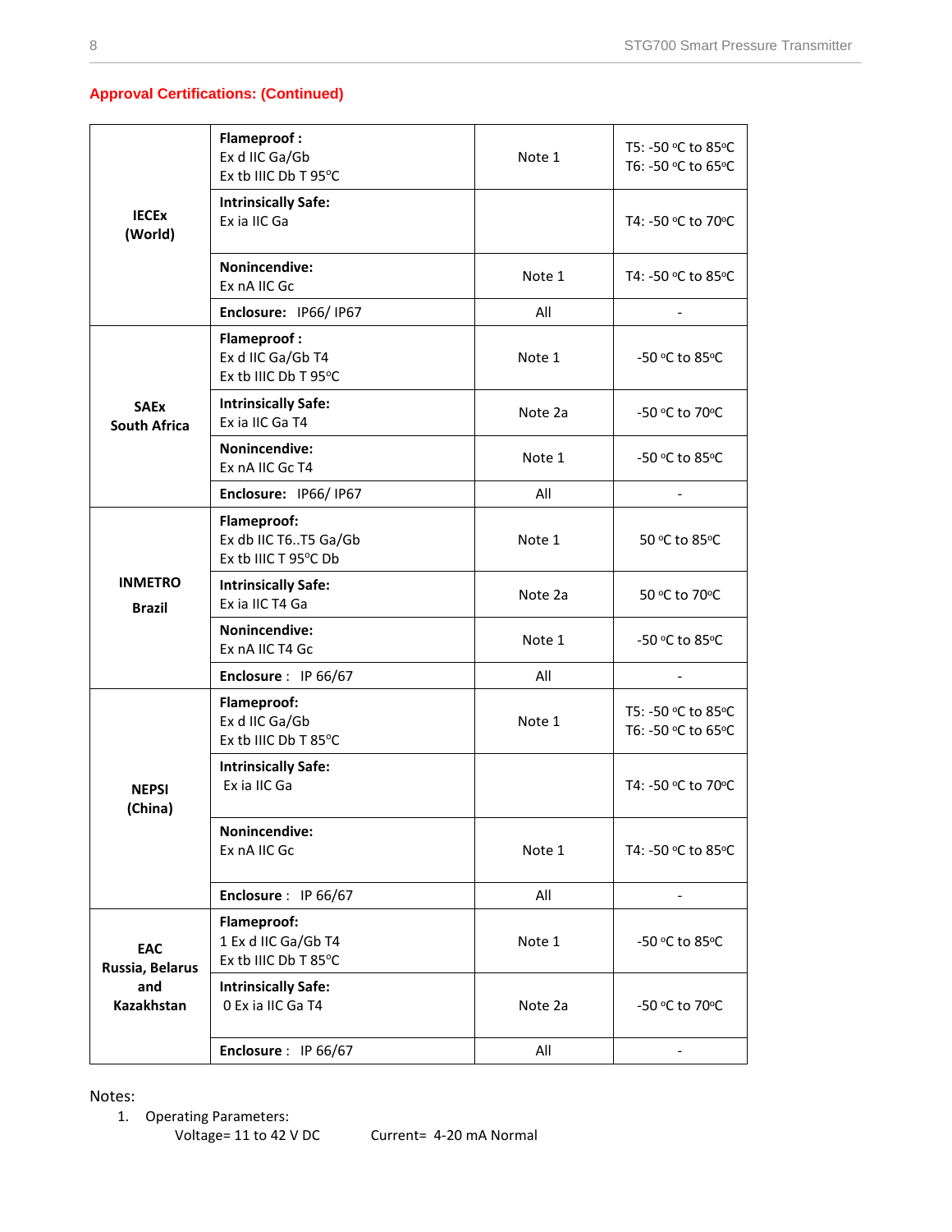**Approval Certifications: (Continued)**

| | | | |
|---|---|---|---|
| **IECEx (World)** | **Flameproof :** Ex d IIC Ga/Gb Ex tb IIIC Db T 95°C | Note 1 | T5: -50 °C to 85°C T6: -50 °C to 65°C |
| | **Intrinsically Safe:** Ex ia IIC Ga | | T4: -50 °C to 70°C |
| | **Nonincendive:** Ex nA IIC Gc | Note 1 | T4: -50 °C to 85°C |
| | **Enclosure:** IP66/ IP67 | All | - |
| **SAEx South Africa** | **Flameproof :** Ex d IIC Ga/Gb T4 Ex tb IIIC Db T 95°C | Note 1 | -50 °C to 85°C |
| | **Intrinsically Safe:** Ex ia IIC Ga T4 | Note 2a | -50 °C to 70°C |
| | **Nonincendive:** Ex nA IIC Gc T4 | Note 1 | -50 °C to 85°C |
| | **Enclosure:** IP66/ IP67 | All | - |
| **INMETRO Brazil** | **Flameproof:** Ex db IIC T6..T5 Ga/Gb Ex tb IIIC T 95°C Db | Note 1 | 50 °C to 85°C |
| | **Intrinsically Safe:** Ex ia IIC T4 Ga | Note 2a | 50 °C to 70°C |
| | **Nonincendive:** Ex nA IIC T4 Gc | Note 1 | -50 °C to 85°C |
| | **Enclosure :** IP 66/67 | All | - |
| **NEPSI (China)** | **Flameproof:** Ex d IIC Ga/Gb Ex tb IIIC Db T 85°C | Note 1 | T5: -50 °C to 85°C T6: -50 °C to 65°C |
| | **Intrinsically Safe:** Ex ia IIC Ga | | T4: -50 °C to 70°C |
| | **Nonincendive:** Ex nA IIC Gc | Note 1 | T4: -50 °C to 85°C |
| | **Enclosure :** IP 66/67 | All | - |
| **EAC Russia, Belarus and Kazakhstan** | **Flameproof:** 1 Ex d IIC Ga/Gb T4 Ex tb IIIC Db T 85°C | Note 1 | -50 °C to 85°C |
| | **Intrinsically Safe:** 0 Ex ia IIC Ga T4 | Note 2a | -50 °C to 70°C |
| | **Enclosure :** IP 66/67 | All | - |

Notes:

1. Operating Parameters:
   Voltage= 11 to 42 V DC    Current= 4-20 mA Normal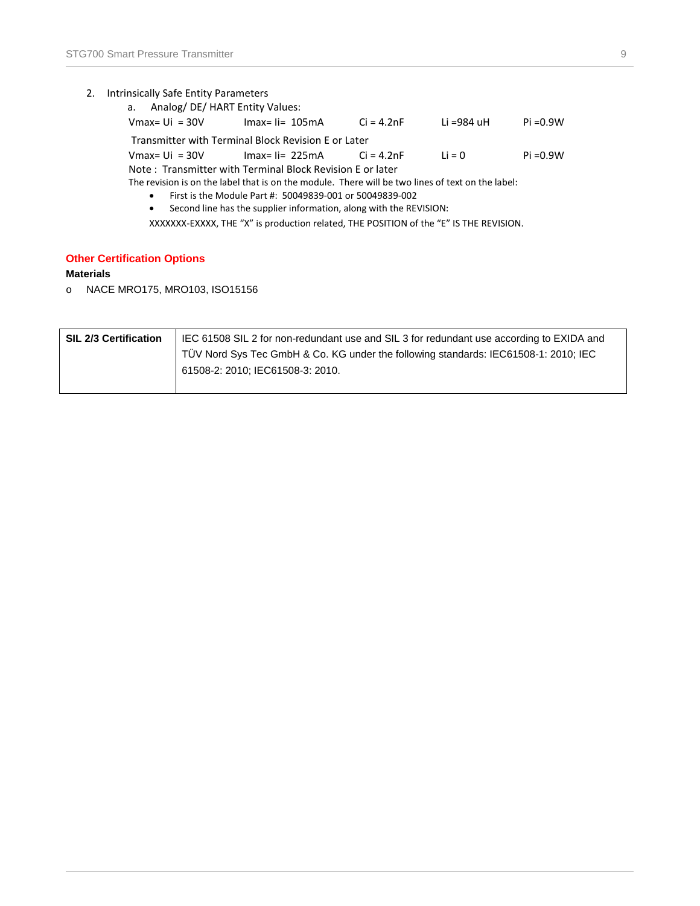2. Intrinsically Safe Entity Parameters
   a. Analog/ DE/ HART Entity Values:

   Vmax= Ui = 30V    Imax= Ii= 105mA    Ci = 4.2nF    Li =984 uH    Pi =0.9W

   Transmitter with Terminal Block Revision E or Later

   Vmax= Ui = 30V    Imax= Ii= 225mA    Ci = 4.2nF    Li = 0    Pi =0.9W

   Note : Transmitter with Terminal Block Revision E or later

   The revision is on the label that is on the module. There will be two lines of text on the label:

   - First is the Module Part #: 50049839-001 or 50049839-002
   - Second line has the supplier information, along with the REVISION:

   XXXXXXX-EXXXX, THE "X" is production related, THE POSITION of the "E" IS THE REVISION.

## Other Certification Options

**Materials**

- NACE MRO175, MRO103, ISO15156

| **SIL 2/3 Certification** | IEC 61508 SIL 2 for non-redundant use and SIL 3 for redundant use according to EXIDA and TÜV Nord Sys Tec GmbH & Co. KG under the following standards: IEC61508-1: 2010; IEC 61508-2: 2010; IEC61508-3: 2010. |
|---|---|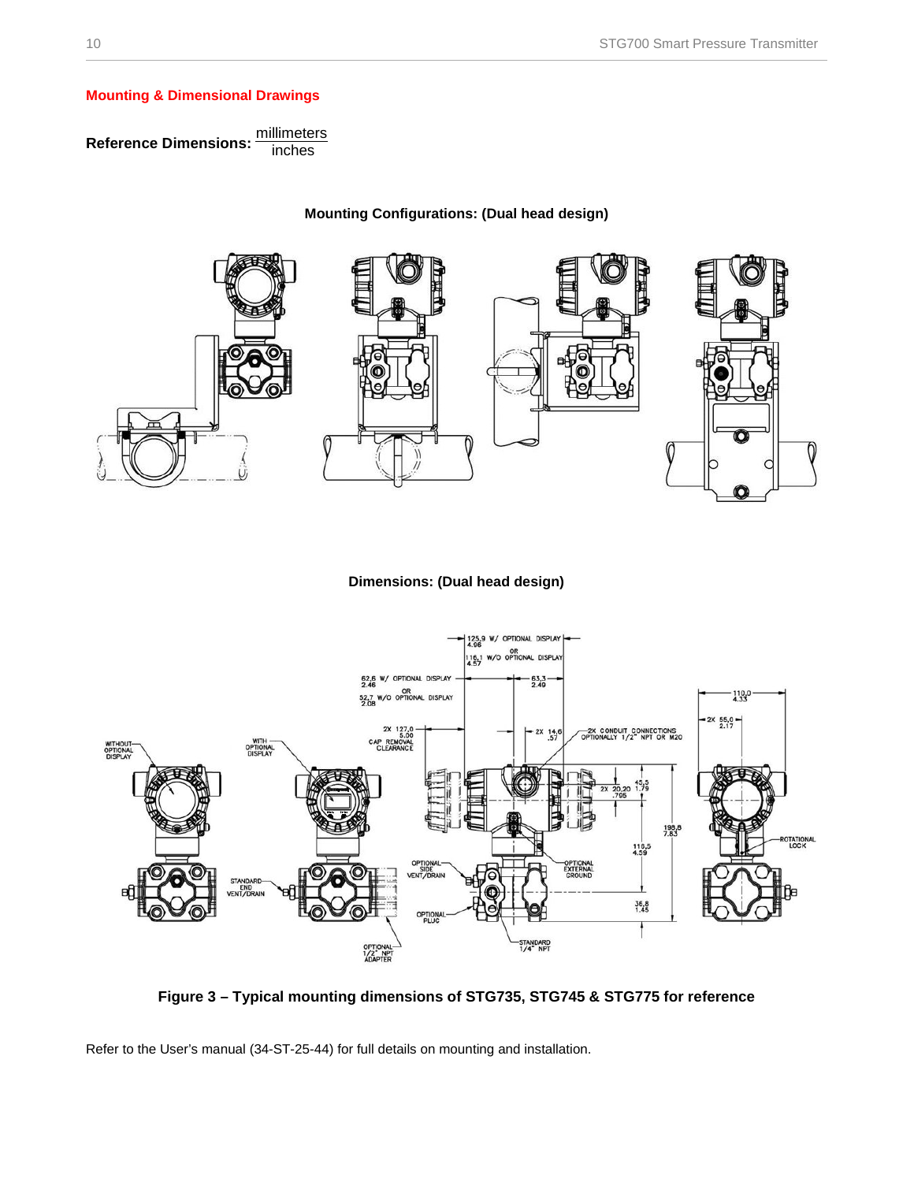**Mounting & Dimensional Drawings**

**Reference Dimensions:** $\frac{\text{millimeters}}{\text{inches}}$

**Mounting Configurations: (Dual head design)**

**Dimensions: (Dual head design)**

**Figure 3 – Typical mounting dimensions of STG735, STG745 & STG775 for reference**

Refer to the User's manual (34-ST-25-44) for full details on mounting and installation.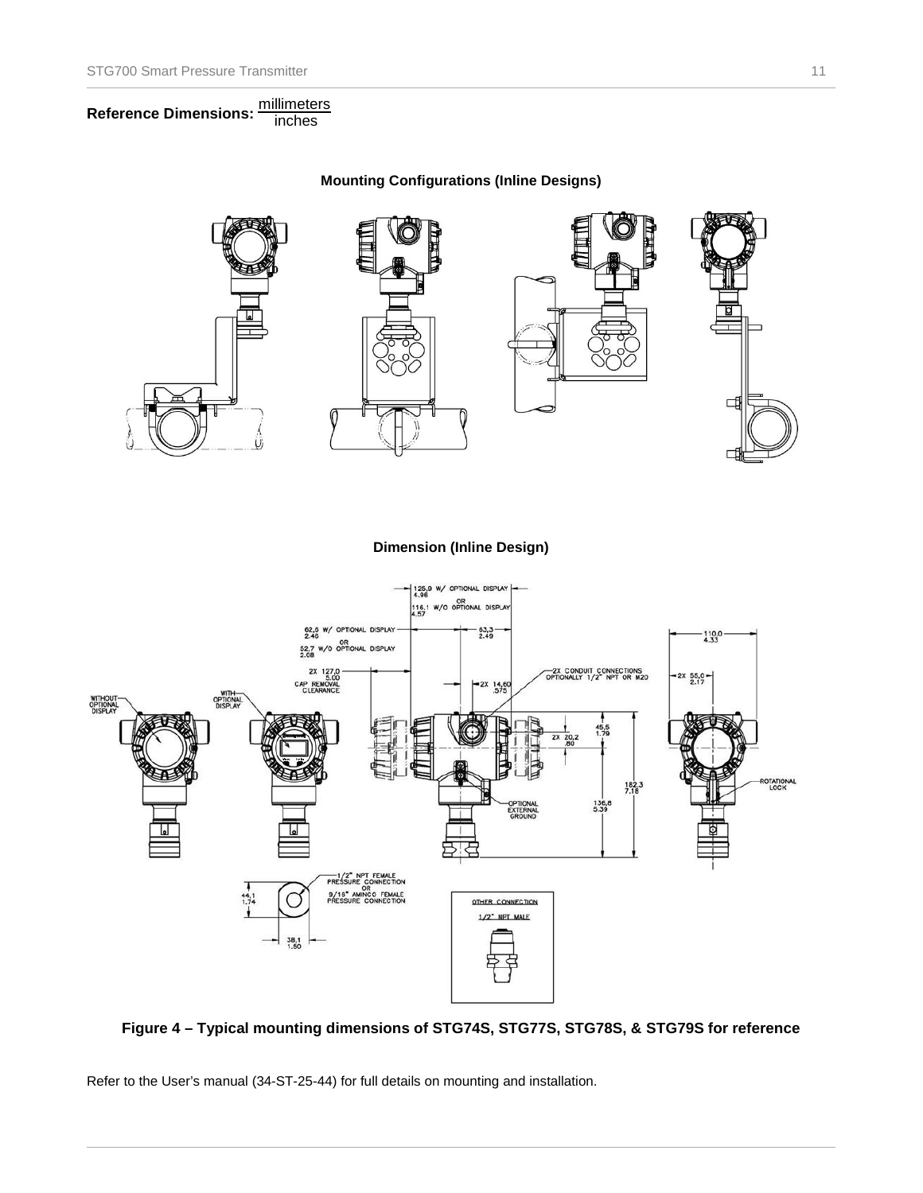**Reference Dimensions:** millimeters / inches

**Mounting Configurations (Inline Designs)**

**Dimension (Inline Design)**

**Figure 4 – Typical mounting dimensions of STG74S, STG77S, STG78S, & STG79S for reference**

Refer to the User's manual (34-ST-25-44) for full details on mounting and installation.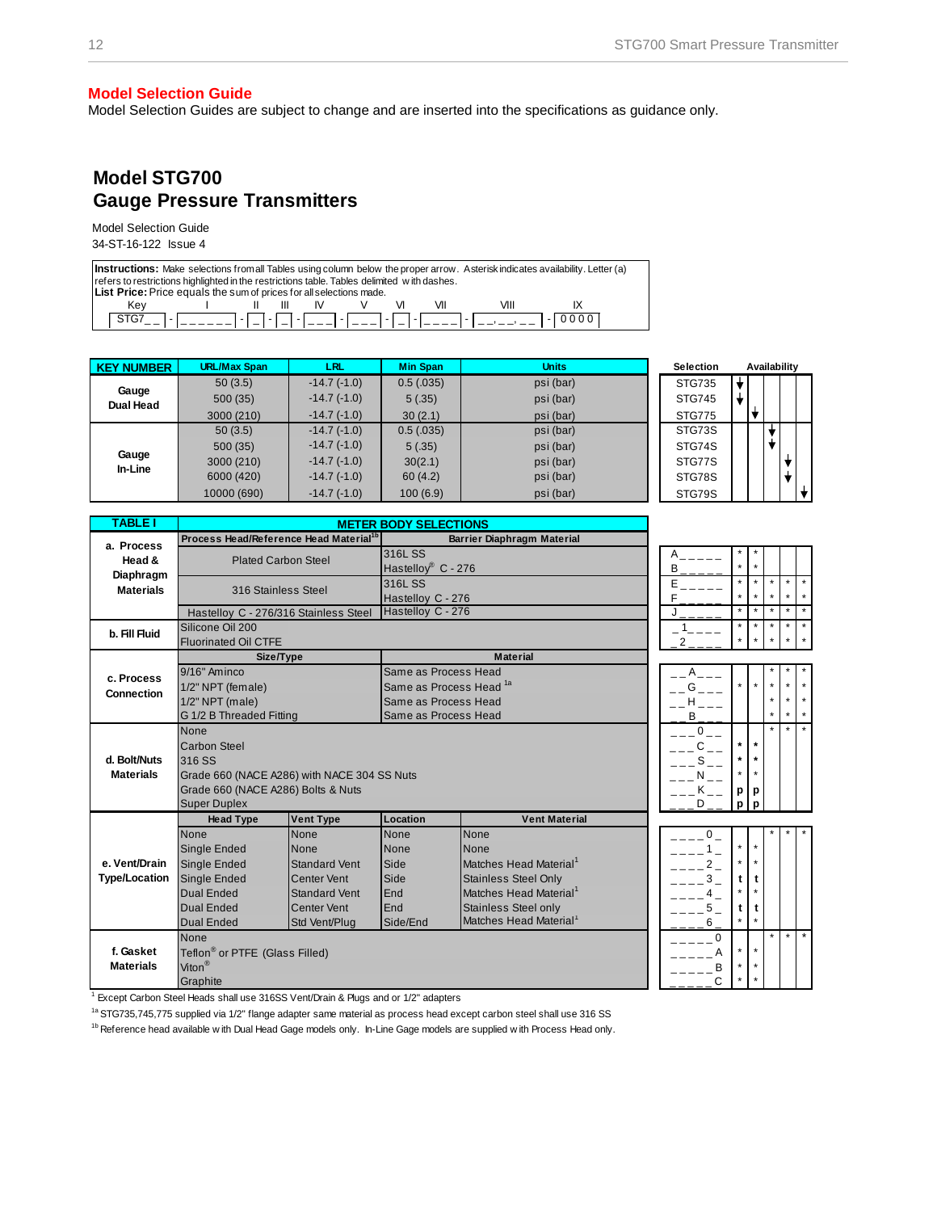## Model Selection Guide

Model Selection Guides are subject to change and are inserted into the specifications as guidance only.

# Model STG700
# Gauge Pressure Transmitters

Model Selection Guide
34-ST-16-122 Issue 4

**Instructions:** Make selections from all Tables using column below the proper arrow. Asterisk indicates availability. Letter (a) refers to restrictions highlighted in the restrictions table. Tables delimited with dashes.
**List Price:** Price equals the sum of prices for all selections made.

| Key | I | II | III | IV | V | VI | VII | VIII | IX |
|---|---|---|---|---|---|---|---|---|---|
| STG7_ _ | _ _ _ _ _ _ | _ | _ | _ _ _ | _ _ _ | _ | _ _ _ _ | _ _ , _ _ , _ _ | 0000 |

| KEY NUMBER | URL/Max Span | LRL | Min Span | Units | Selection | STG735 | STG745 | STG775 | STG73S/74S | STG77S/78S | STG79S |
|---|---|---|---|---|---|---|---|---|---|---|---|
| Gauge Dual Head | 50 (3.5) | -14.7 (-1.0) | 0.5 (.035) | psi (bar) | STG735 | ↓ | | | | | |
| | 500 (35) | -14.7 (-1.0) | 5 (.35) | psi (bar) | STG745 | ↓ | | | | | |
| | 3000 (210) | -14.7 (-1.0) | 30 (2.1) | psi (bar) | STG775 | | ↓ | | | | |
| Gauge In-Line | 50 (3.5) | -14.7 (-1.0) | 0.5 (.035) | psi (bar) | STG73S | | | ↓ | | | |
| | 500 (35) | -14.7 (-1.0) | 5 (.35) | psi (bar) | STG74S | | | ↓ | | | |
| | 3000 (210) | -14.7 (-1.0) | 30(2.1) | psi (bar) | STG77S | | | | ↓ | | |
| | 6000 (420) | -14.7 (-1.0) | 60 (4.2) | psi (bar) | STG78S | | | | ↓ | | |
| | 10000 (690) | -14.7 (-1.0) | 100 (6.9) | psi (bar) | STG79S | | | | | ↓ | |

Availability columns (left to right): STG735/745, STG775, STG73S/74S, STG77S/78S, STG79S.

**TABLE I — METER BODY SELECTIONS**

| | Description | | Selection | 735/745 | 775 | 73S/74S | 77S/78S | 79S |
|---|---|---|---|---|---|---|---|---|
| a. Process Head & Diaphragm Materials | Process Head/Reference Head Material[1b] | Barrier Diaphragm Material | | | | | | |
| | Plated Carbon Steel | 316L SS | A _ _ _ _ _ | * | * | | | |
| | | Hastelloy® C - 276 | B _ _ _ _ _ | * | * | | | |
| | 316 Stainless Steel | 316L SS | E _ _ _ _ _ | * | * | * | * | * |
| | | Hastelloy C - 276 | F _ _ _ _ _ | * | * | * | * | * |
| | Hastelloy C - 276/316 Stainless Steel | Hastelloy C - 276 | J _ _ _ _ _ | * | * | * | * | * |
| b. Fill Fluid | Silicone Oil 200 | | _ 1 _ _ _ _ | * | * | * | * | * |
| | Fluorinated Oil CTFE | | _ 2 _ _ _ _ | * | * | * | * | * |
| c. Process Connection | Size/Type | Material | | | | | | |
| | 9/16" Aminco | Same as Process Head | _ _ A _ _ _ | | | * | * | * |
| | 1/2" NPT (female) | Same as Process Head [1a] | _ _ G _ _ _ | * | * | * | * | * |
| | 1/2" NPT (male) | Same as Process Head | _ _ H _ _ _ | | | * | * | * |
| | G 1/2 B Threaded Fitting | Same as Process Head | _ _ B _ _ _ | | | * | * | * |
| d. Bolt/Nuts Materials | None | | _ _ _ 0 _ _ | | | * | * | * |
| | Carbon Steel | | _ _ _ C _ _ | * | * | | | |
| | 316 SS | | _ _ _ S _ _ | * | * | | | |
| | Grade 660 (NACE A286) with NACE 304 SS Nuts | | _ _ _ N _ _ | * | * | | | |
| | Grade 660 (NACE A286) Bolts & Nuts | | _ _ _ K _ _ | p | p | | | |
| | Super Duplex | | _ _ _ D _ _ | p | p | | | |

| | Head Type | Vent Type | Location | Vent Material | Selection | 735/745 | 775 | 73S/74S | 77S/78S | 79S |
|---|---|---|---|---|---|---|---|---|---|---|
| e. Vent/Drain Type/Location | None | None | None | None | _ _ _ _ 0 _ | | | * | * | * |
| | Single Ended | None | None | None | _ _ _ _ 1 _ | * | * | | | |
| | Single Ended | Standard Vent | Side | Matches Head Material[1] | _ _ _ _ 2 _ | * | * | | | |
| | Single Ended | Center Vent | Side | Stainless Steel Only | _ _ _ _ 3 _ | t | t | | | |
| | Dual Ended | Standard Vent | End | Matches Head Material[1] | _ _ _ _ 4 _ | * | * | | | |
| | Dual Ended | Center Vent | End | Stainless Steel only | _ _ _ _ 5 _ | t | t | | | |
| | Dual Ended | Std Vent/Plug | Side/End | Matches Head Material[1] | _ _ _ _ 6 _ | * | * | | | |
| f. Gasket Materials | None | | | | _ _ _ _ _ 0 | | | * | * | * |
| | Teflon® or PTFE (Glass Filled) | | | | _ _ _ _ _ A | * | * | | | |
| | Viton® | | | | _ _ _ _ _ B | * | * | | | |
| | Graphite | | | | _ _ _ _ _ C | * | * | | | |

[1] Except Carbon Steel Heads shall use 316SS Vent/Drain & Plugs and or 1/2" adapters

[1a] STG735,745,775 supplied via 1/2" flange adapter same material as process head except carbon steel shall use 316 SS

[1b] Reference head available with Dual Head Gage models only. In-Line Gage models are supplied with Process Head only.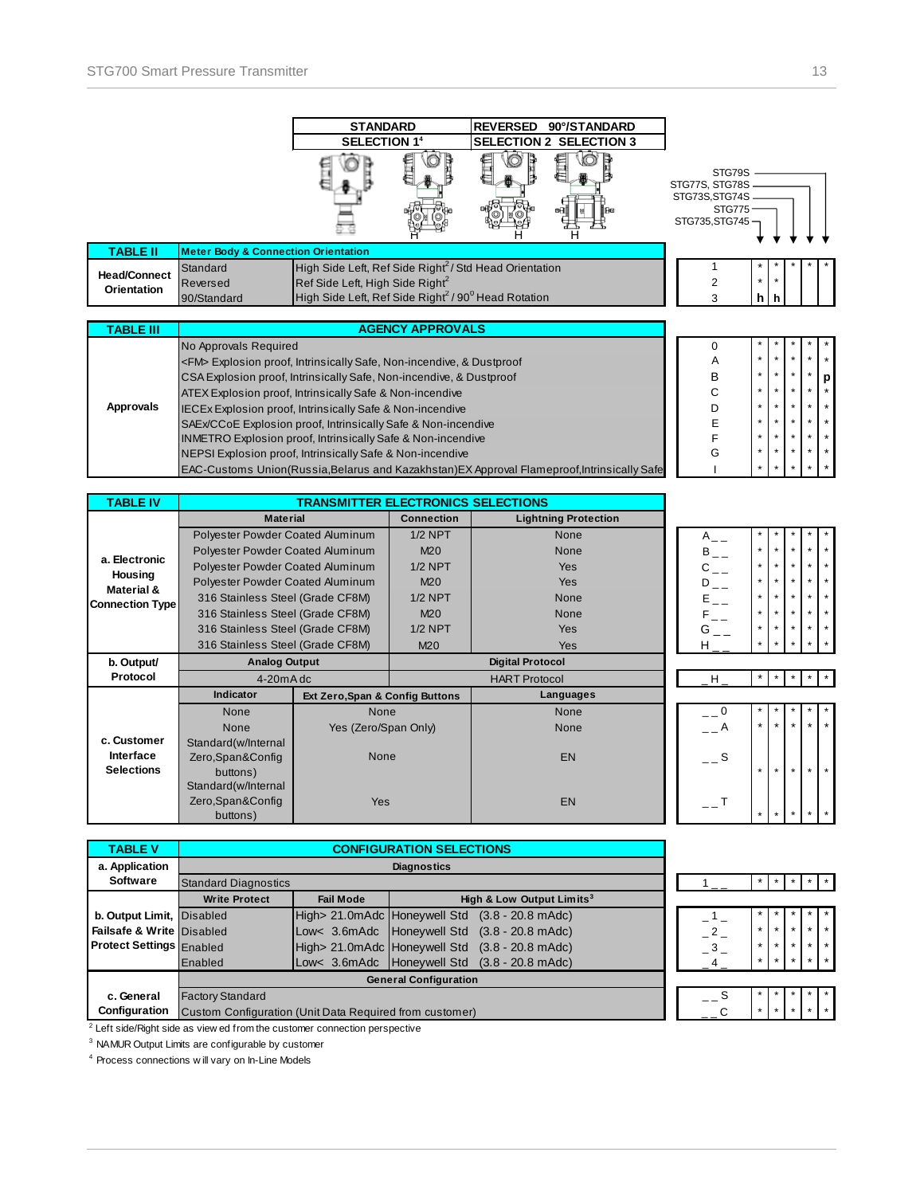| | STANDARD SELECTION 1[4] | REVERSED SELECTION 2 | 90°/STANDARD SELECTION 3 | | STG79S | STG77S, STG78S | STG73S, STG74S | STG775 | STG735, STG745 |
|---|---|---|---|---|---|---|---|---|---|

**TABLE II — Meter Body & Connection Orientation**

| | | | Code | | | | | |
|---|---|---|---|---|---|---|---|---|
| Head/Connect Orientation | Standard | High Side Left, Ref Side Right[2] / Std Head Orientation | 1 | * | * | * | * | * |
| | Reversed | Ref Side Left, High Side Right[2] | 2 | * | * | | | |
| | 90/Standard | High Side Left, Ref Side Right[2] / 90° Head Rotation | 3 | h | h | | | |

**TABLE III — AGENCY APPROVALS**

| | | Code | | | | | |
|---|---|---|---|---|---|---|---|
| Approvals | No Approvals Required | 0 | * | * | * | * | * |
| | <FM> Explosion proof, Intrinsically Safe, Non-incendive, & Dustproof | A | * | * | * | * | * |
| | CSA Explosion proof, Intrinsically Safe, Non-incendive, & Dustproof | B | * | * | * | * | p |
| | ATEX Explosion proof, Intrinsically Safe & Non-incendive | C | * | * | * | * | * |
| | IECEx Explosion proof, Intrinsically Safe & Non-incendive | D | * | * | * | * | * |
| | SAEx/CCoE Explosion proof, Intrinsically Safe & Non-incendive | E | * | * | * | * | * |
| | INMETRO Explosion proof, Intrinsically Safe & Non-incendive | F | * | * | * | * | * |
| | NEPSI Explosion proof, Intrinsically Safe & Non-incendive | G | * | * | * | * | * |
| | EAC-Customs Union(Russia,Belarus and Kazakhstan)EX Approval Flameproof,Intrinsically Safe | I | * | * | * | * | * |

**TABLE IV — TRANSMITTER ELECTRONICS SELECTIONS**

| | Material | Connection | Lightning Protection | Code | | | | | |
|---|---|---|---|---|---|---|---|---|---|
| a. Electronic Housing Material & Connection Type | Polyester Powder Coated Aluminum | 1/2 NPT | None | A _ _ | * | * | * | * | * |
| | Polyester Powder Coated Aluminum | M20 | None | B _ _ | * | * | * | * | * |
| | Polyester Powder Coated Aluminum | 1/2 NPT | Yes | C _ _ | * | * | * | * | * |
| | Polyester Powder Coated Aluminum | M20 | Yes | D _ _ | * | * | * | * | * |
| | 316 Stainless Steel (Grade CF8M) | 1/2 NPT | None | E _ _ | * | * | * | * | * |
| | 316 Stainless Steel (Grade CF8M) | M20 | None | F _ _ | * | * | * | * | * |
| | 316 Stainless Steel (Grade CF8M) | 1/2 NPT | Yes | G _ _ | * | * | * | * | * |
| | 316 Stainless Steel (Grade CF8M) | M20 | Yes | H _ _ | * | * | * | * | * |

| | Analog Output | Digital Protocol | Code | | | | | |
|---|---|---|---|---|---|---|---|---|
| b. Output/ Protocol | 4-20mA dc | HART Protocol | _ H _ | * | * | * | * | * |

| | Indicator | Ext Zero,Span & Config Buttons | Languages | Code | | | | | |
|---|---|---|---|---|---|---|---|---|---|
| c. Customer Interface Selections | None | None | None | _ _ 0 | * | * | * | * | * |
| | None | Yes (Zero/Span Only) | None | _ _ A | * | * | * | * | * |
| | Standard(w/Internal Zero,Span&Config buttons) | None | EN | _ _ S | * | * | * | * | * |
| | Standard(w/Internal Zero,Span&Config buttons) | Yes | EN | _ _ T | * | * | * | * | * |

**TABLE V — CONFIGURATION SELECTIONS**

| | Diagnostics | Code | | | | | |
|---|---|---|---|---|---|---|---|
| a. Application Software | Standard Diagnostics | 1 _ _ | * | * | * | * | * |

| | Write Protect | Fail Mode | High & Low Output Limits[3] | Code | | | | | |
|---|---|---|---|---|---|---|---|---|---|
| b. Output Limit, Failsafe & Write Protect Settings | Disabled | High> 21.0mAdc | Honeywell Std (3.8 - 20.8 mAdc) | _ 1 _ | * | * | * | * | * |
| | Disabled | Low< 3.6mAdc | Honeywell Std (3.8 - 20.8 mAdc) | _ 2 _ | * | * | * | * | * |
| | Enabled | High> 21.0mAdc | Honeywell Std (3.8 - 20.8 mAdc) | _ 3 _ | * | * | * | * | * |
| | Enabled | Low< 3.6mAdc | Honeywell Std (3.8 - 20.8 mAdc) | _ 4 _ | * | * | * | * | * |

| | General Configuration | Code | | | | | |
|---|---|---|---|---|---|---|---|
| c. General Configuration | Factory Standard | _ _ S | * | * | * | * | * |
| | Custom Configuration (Unit Data Required from customer) | _ _ C | * | * | * | * | * |

[2] Left side/Right side as viewed from the customer connection perspective

[3] NAMUR Output Limits are configurable by customer

[4] Process connections will vary on In-Line Models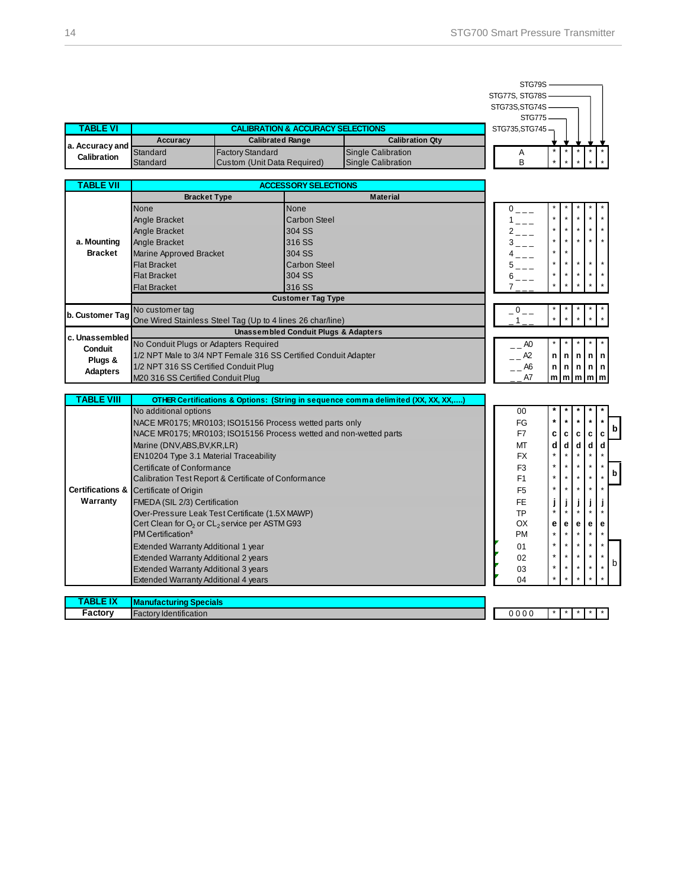| | | | | STG735,STG745 | STG775 | STG73S,STG74S | STG77S, STG78S | STG79S |
|---|---|---|---|---|---|---|---|---|
| **TABLE VI** | **CALIBRATION & ACCURACY SELECTIONS** | | | | | | | |
| **a. Accuracy and Calibration** | **Accuracy** | **Calibrated Range** | **Calibration Qty** | | | | | |
| | Standard | Factory Standard | Single Calibration | A | * | * | * | * | * |
| | Standard | Custom (Unit Data Required) | Single Calibration | B | * | * | * | * | * |

| | | | | | | | | |
|---|---|---|---|---|---|---|---|---|
| **TABLE VII** | **ACCESSORY SELECTIONS** | | | | | | | |
| **a. Mounting Bracket** | **Bracket Type** | **Material** | | | | | | |
| | None | None | 0 _ _ _ | * | * | * | * | * |
| | Angle Bracket | Carbon Steel | 1 _ _ _ | * | * | * | * | * |
| | Angle Bracket | 304 SS | 2 _ _ _ | * | * | * | * | * |
| | Angle Bracket | 316 SS | 3 _ _ _ | * | * | * | * | * |
| | Marine Approved Bracket | 304 SS | 4 _ _ _ | * | * | | | |
| | Flat Bracket | Carbon Steel | 5 _ _ _ | * | * | * | * | * |
| | Flat Bracket | 304 SS | 6 _ _ _ | * | * | * | * | * |
| | Flat Bracket | 316 SS | 7 _ _ _ | * | * | * | * | * |
| **b. Customer Tag** | **Customer Tag Type** | | | | | | | |
| | No customer tag | | _ 0 _ _ | * | * | * | * | * |
| | One Wired Stainless Steel Tag (Up to 4 lines 26 char/line) | | _ 1 _ _ | * | * | * | * | * |
| **c. Unassembled Conduit Plugs & Adapters** | **Unassembled Conduit Plugs & Adapters** | | | | | | | |
| | No Conduit Plugs or Adapters Required | | _ _ A0 | * | * | * | * | * |
| | 1/2 NPT Male to 3/4 NPT Female 316 SS Certified Conduit Adapter | | _ _ A2 | n | n | n | n | n |
| | 1/2 NPT 316 SS Certified Conduit Plug | | _ _ A6 | n | n | n | n | n |
| | M20 316 SS Certified Conduit Plug | | _ _ A7 | m | m | m | m | m |

| | | | | | | | | |
|---|---|---|---|---|---|---|---|---|
| **TABLE VIII** | **OTHER Certifications & Options: (String in sequence comma delimited (XX, XX, XX,....)** | | | | | | | |
| **Certifications & Warranty** | No additional options | 00 | * | * | * | * | * | |
| | NACE MR0175; MR0103; ISO15156 Process wetted parts only | FG | * | * | * | * | * | b |
| | NACE MR0175; MR0103; ISO15156 Process wetted and non-wetted parts | F7 | c | c | c | c | c | b |
| | Marine (DNV,ABS,BV,KR,LR) | MT | d | d | d | d | d | |
| | EN10204 Type 3.1 Material Traceability | FX | * | * | * | * | * | |
| | Certificate of Conformance | F3 | * | * | * | * | * | b |
| | Calibration Test Report & Certificate of Conformance | F1 | * | * | * | * | * | b |
| | Certificate of Origin | F5 | * | * | * | * | * | |
| | FMEDA (SIL 2/3) Certification | FE | j | j | j | j | j | |
| | Over-Pressure Leak Test Certificate (1.5X MAWP) | TP | * | * | * | * | * | |
| | Cert Clean for $O_2$ or $CL_2$ service per ASTM G93 | OX | e | e | e | e | e | |
| | PM Certification[5] | PM | * | * | * | * | * | |
| | Extended Warranty Additional 1 year | 01 | * | * | * | * | * | b |
| | Extended Warranty Additional 2 years | 02 | * | * | * | * | * | b |
| | Extended Warranty Additional 3 years | 03 | * | * | * | * | * | b |
| | Extended Warranty Additional 4 years | 04 | * | * | * | * | * | b |

| | | | | | | | | |
|---|---|---|---|---|---|---|---|---|
| **TABLE IX** | **Manufacturing Specials** | | | | | | | |
| **Factory** | Factory Identification | 0 0 0 0 | * | * | * | * | * | |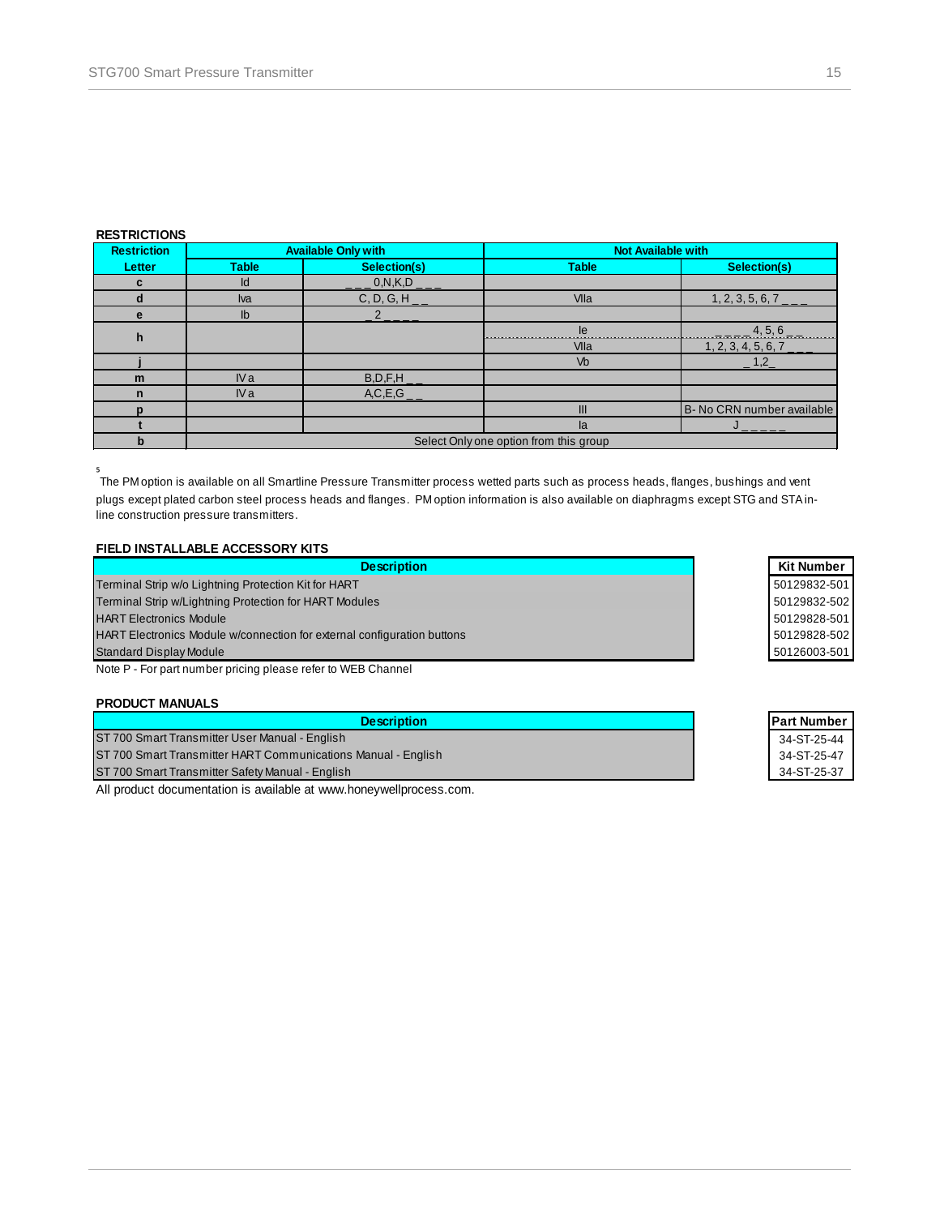**RESTRICTIONS**

| Restriction | Available Only with | | Not Available with | |
|---|---|---|---|---|
| Letter | Table | Selection(s) | Table | Selection(s) |
| c | Id | _ _ _ 0,N,K,D _ _ _ | | |
| d | Iva | C, D, G, H _ _ | VIIa | 1, 2, 3, 5, 6, 7 _ _ _ |
| e | Ib | _ 2 _ _ _ _ | | |
| h | | | Ie | _ _ _ _ 4, 5, 6 _ _ |
| | | | VIIa | 1, 2, 3, 4, 5, 6, 7 _ _ _ |
| j | | | Vb | _ 1,2 _ |
| m | IV a | B,D,F,H _ _ | | |
| n | IV a | A,C,E,G _ _ | | |
| p | | | III | B- No CRN number available |
| t | | | Ia | J _ _ _ _ _ |
| b | Select Only one option from this group | | | |

[5] The PM option is available on all Smartline Pressure Transmitter process wetted parts such as process heads, flanges, bushings and vent plugs except plated carbon steel process heads and flanges. PM option information is also available on diaphragms except STG and STA in-line construction pressure transmitters.

**FIELD INSTALLABLE ACCESSORY KITS**

| Description | Kit Number |
|---|---|
| Terminal Strip w/o Lightning Protection Kit for HART | 50129832-501 |
| Terminal Strip w/Lightning Protection for HART Modules | 50129832-502 |
| HART Electronics Module | 50129828-501 |
| HART Electronics Module w/connection for external configuration buttons | 50129828-502 |
| Standard Display Module | 50126003-501 |

Note P - For part number pricing please refer to WEB Channel

**PRODUCT MANUALS**

| Description | Part Number |
|---|---|
| ST 700 Smart Transmitter User Manual - English | 34-ST-25-44 |
| ST 700 Smart Transmitter HART Communications Manual - English | 34-ST-25-47 |
| ST 700 Smart Transmitter Safety Manual - English | 34-ST-25-37 |

All product documentation is available at www.honeywellprocess.com.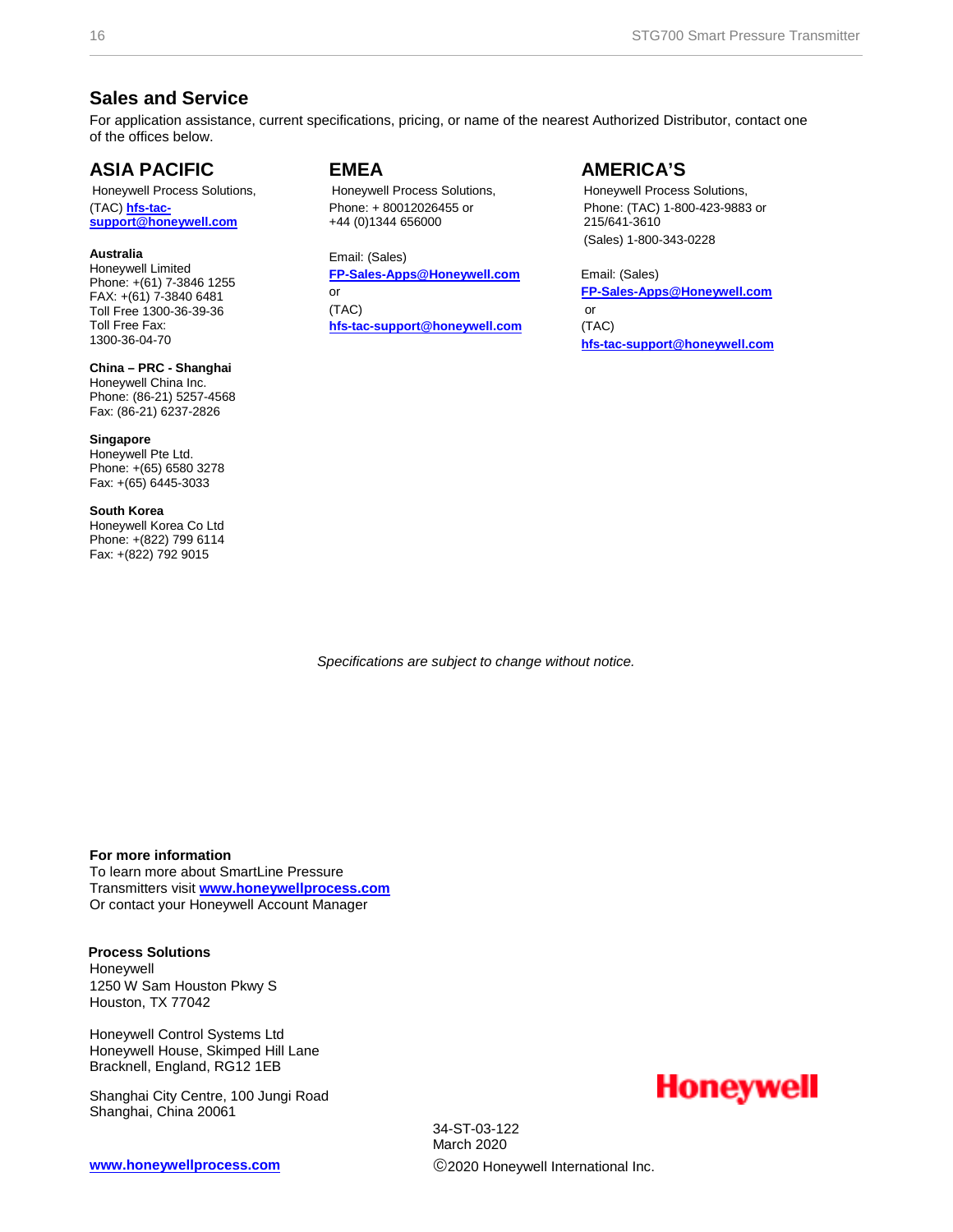## Sales and Service

For application assistance, current specifications, pricing, or name of the nearest Authorized Distributor, contact one of the offices below.

### ASIA PACIFIC

Honeywell Process Solutions,
(TAC) **hfs-tac-support@honeywell.com**

**Australia**
Honeywell Limited
Phone: +(61) 7-3846 1255
FAX: +(61) 7-3840 6481
Toll Free 1300-36-39-36
Toll Free Fax:
1300-36-04-70

**China – PRC - Shanghai**
Honeywell China Inc.
Phone: (86-21) 5257-4568
Fax: (86-21) 6237-2826

**Singapore**
Honeywell Pte Ltd.
Phone: +(65) 6580 3278
Fax: +(65) 6445-3033

**South Korea**
Honeywell Korea Co Ltd
Phone: +(822) 799 6114
Fax: +(822) 792 9015

### EMEA

Honeywell Process Solutions,
Phone: + 80012026455 or
+44 (0)1344 656000

Email: (Sales)
**FP-Sales-Apps@Honeywell.com**
or
(TAC)
**hfs-tac-support@honeywell.com**

### AMERICA'S

Honeywell Process Solutions,
Phone: (TAC) 1-800-423-9883 or
215/641-3610
(Sales) 1-800-343-0228

Email: (Sales)
**FP-Sales-Apps@Honeywell.com**
or
(TAC)
**hfs-tac-support@honeywell.com**

*Specifications are subject to change without notice.*

**For more information**
To learn more about SmartLine Pressure Transmitters visit **www.honeywellprocess.com**
Or contact your Honeywell Account Manager

**Process Solutions**
Honeywell
1250 W Sam Houston Pkwy S
Houston, TX 77042

Honeywell Control Systems Ltd
Honeywell House, Skimped Hill Lane
Bracknell, England, RG12 1EB

Shanghai City Centre, 100 Jungi Road
Shanghai, China 20061

**www.honeywellprocess.com**

Honeywell

34-ST-03-122
March 2020
©2020 Honeywell International Inc.